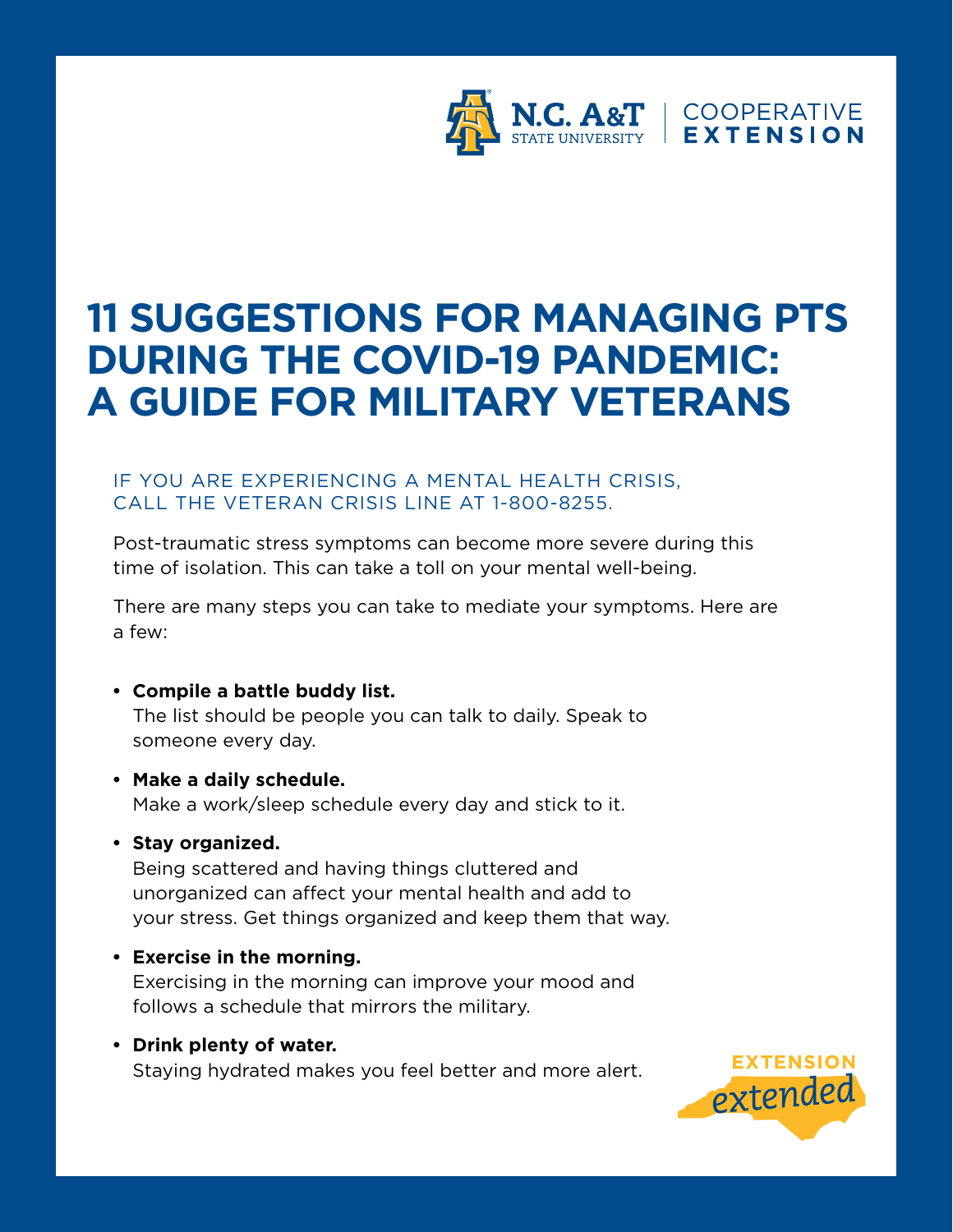N.C. A&T STATE UNIVERSITY | COOPERATIVE EXTENSION

# 11 SUGGESTIONS FOR MANAGING PTS DURING THE COVID-19 PANDEMIC: A GUIDE FOR MILITARY VETERANS

IF YOU ARE EXPERIENCING A MENTAL HEALTH CRISIS, CALL THE VETERAN CRISIS LINE AT 1-800-8255.

Post-traumatic stress symptoms can become more severe during this time of isolation. This can take a toll on your mental well-being.

There are many steps you can take to mediate your symptoms. Here are a few:

- **Compile a battle buddy list.**
  The list should be people you can talk to daily. Speak to someone every day.
- **Make a daily schedule.**
  Make a work/sleep schedule every day and stick to it.
- **Stay organized.**
  Being scattered and having things cluttered and unorganized can affect your mental health and add to your stress. Get things organized and keep them that way.
- **Exercise in the morning.**
  Exercising in the morning can improve your mood and follows a schedule that mirrors the military.
- **Drink plenty of water.**
  Staying hydrated makes you feel better and more alert.

EXTENSION *extended*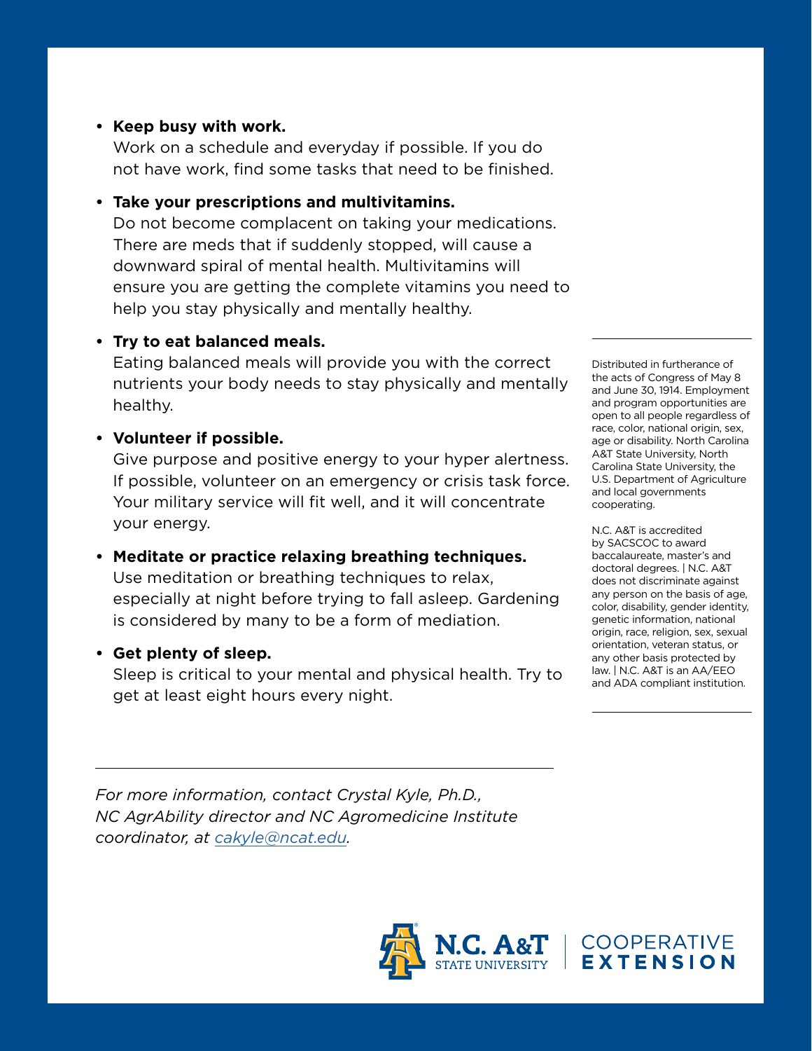- **Keep busy with work.**
  Work on a schedule and everyday if possible. If you do not have work, find some tasks that need to be finished.

- **Take your prescriptions and multivitamins.**
  Do not become complacent on taking your medications. There are meds that if suddenly stopped, will cause a downward spiral of mental health. Multivitamins will ensure you are getting the complete vitamins you need to help you stay physically and mentally healthy.

- **Try to eat balanced meals.**
  Eating balanced meals will provide you with the correct nutrients your body needs to stay physically and mentally healthy.

- **Volunteer if possible.**
  Give purpose and positive energy to your hyper alertness. If possible, volunteer on an emergency or crisis task force. Your military service will fit well, and it will concentrate your energy.

- **Meditate or practice relaxing breathing techniques.**
  Use meditation or breathing techniques to relax, especially at night before trying to fall asleep. Gardening is considered by many to be a form of mediation.

- **Get plenty of sleep.**
  Sleep is critical to your mental and physical health. Try to get at least eight hours every night.

---

*For more information, contact Crystal Kyle, Ph.D., NC AgrAbility director and NC Agromedicine Institute coordinator, at cakyle@ncat.edu.*

Distributed in furtherance of the acts of Congress of May 8 and June 30, 1914. Employment and program opportunities are open to all people regardless of race, color, national origin, sex, age or disability. North Carolina A&T State University, North Carolina State University, the U.S. Department of Agriculture and local governments cooperating.

N.C. A&T is accredited by SACSCOC to award baccalaureate, master's and doctoral degrees. | N.C. A&T does not discriminate against any person on the basis of age, color, disability, gender identity, genetic information, national origin, race, religion, sex, sexual orientation, veteran status, or any other basis protected by law. | N.C. A&T is an AA/EEO and ADA compliant institution.

N.C. A&T STATE UNIVERSITY | COOPERATIVE EXTENSION